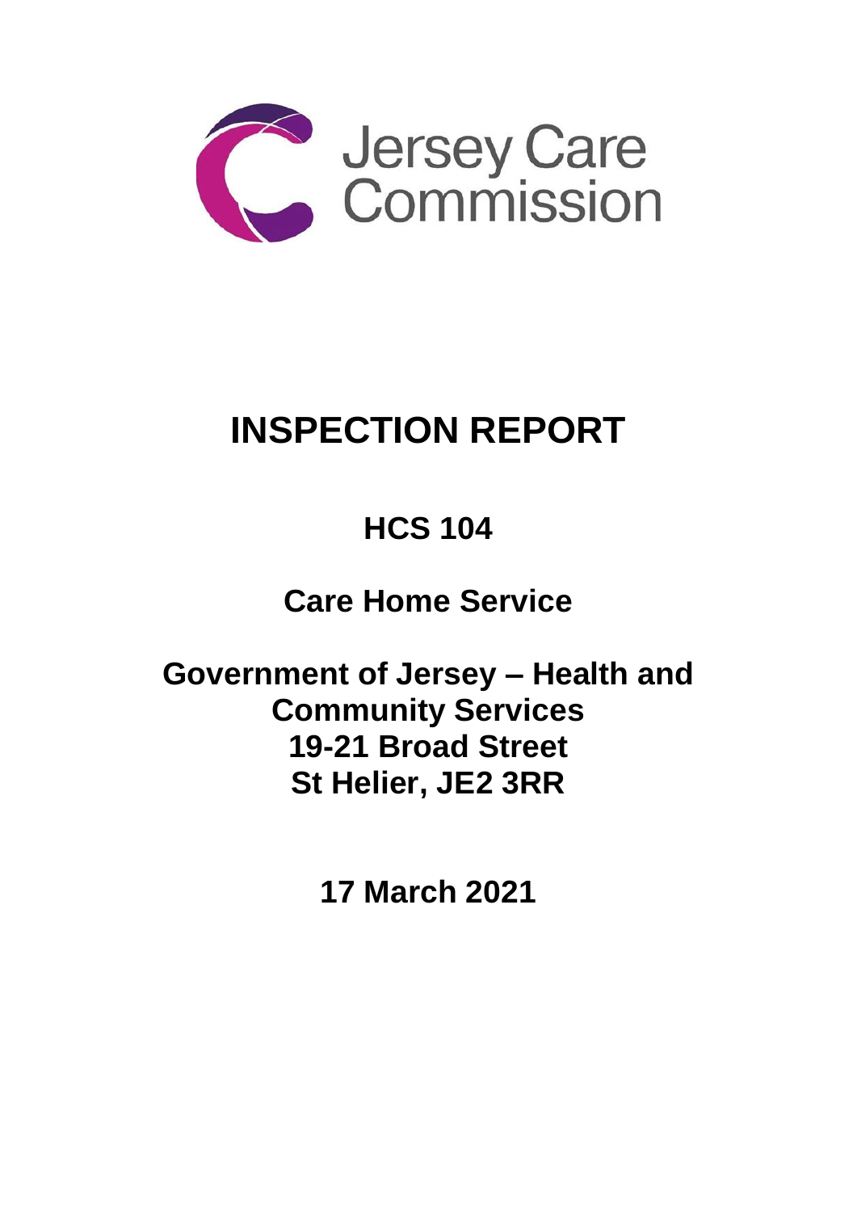Jersey Care Commission

# INSPECTION REPORT

## HCS 104

## Care Home Service

## Government of Jersey – Health and Community Services 19-21 Broad Street St Helier, JE2 3RR

## 17 March 2021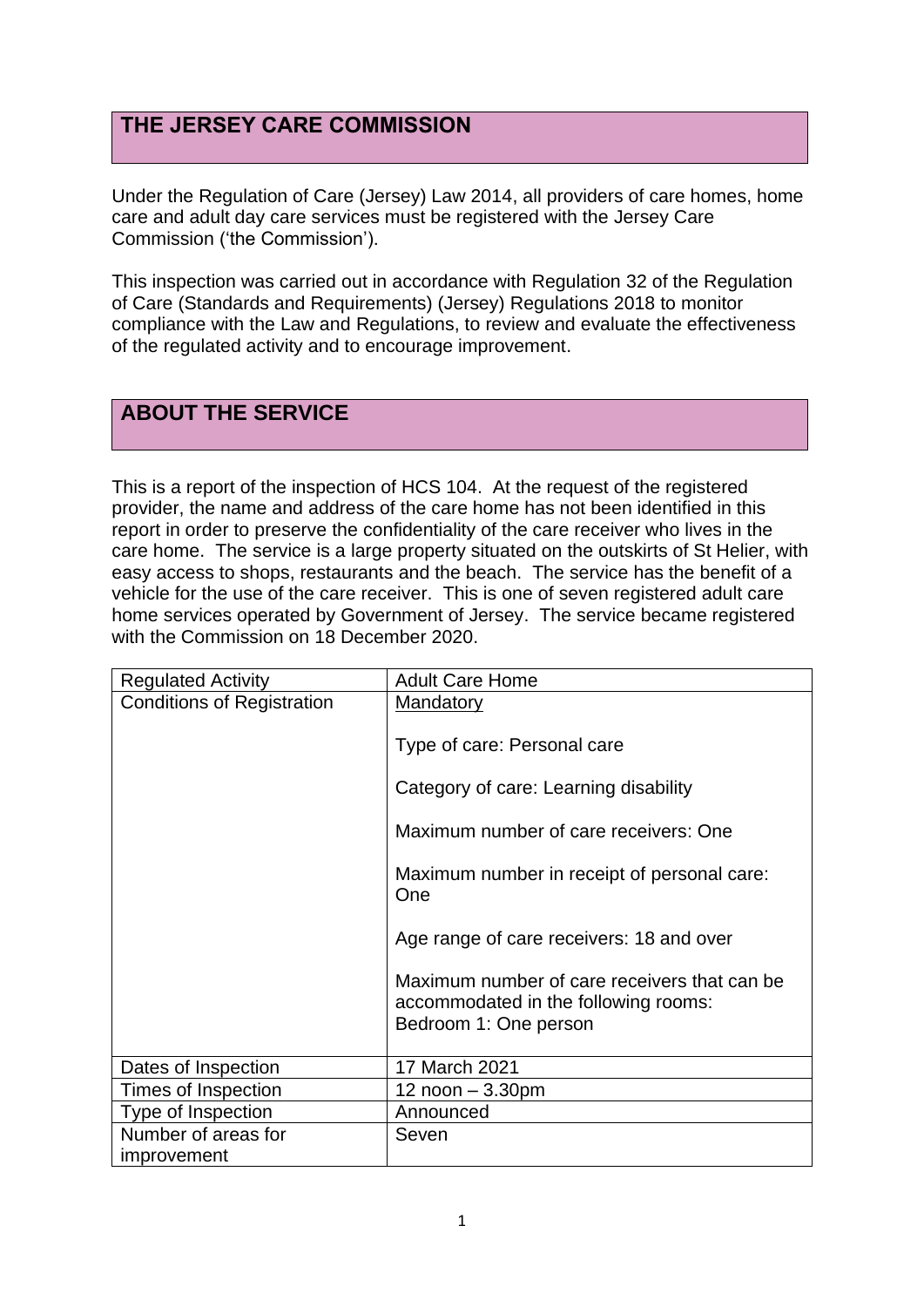## THE JERSEY CARE COMMISSION

Under the Regulation of Care (Jersey) Law 2014, all providers of care homes, home care and adult day care services must be registered with the Jersey Care Commission ('the Commission').

This inspection was carried out in accordance with Regulation 32 of the Regulation of Care (Standards and Requirements) (Jersey) Regulations 2018 to monitor compliance with the Law and Regulations, to review and evaluate the effectiveness of the regulated activity and to encourage improvement.

## ABOUT THE SERVICE

This is a report of the inspection of HCS 104. At the request of the registered provider, the name and address of the care home has not been identified in this report in order to preserve the confidentiality of the care receiver who lives in the care home. The service is a large property situated on the outskirts of St Helier, with easy access to shops, restaurants and the beach. The service has the benefit of a vehicle for the use of the care receiver. This is one of seven registered adult care home services operated by Government of Jersey. The service became registered with the Commission on 18 December 2020.

| Regulated Activity | Adult Care Home |
|---|---|
| Conditions of Registration | Mandatory<br><br>Type of care: Personal care<br><br>Category of care: Learning disability<br><br>Maximum number of care receivers: One<br><br>Maximum number in receipt of personal care: One<br><br>Age range of care receivers: 18 and over<br><br>Maximum number of care receivers that can be accommodated in the following rooms:<br>Bedroom 1: One person |
| Dates of Inspection | 17 March 2021 |
| Times of Inspection | 12 noon – 3.30pm |
| Type of Inspection | Announced |
| Number of areas for improvement | Seven |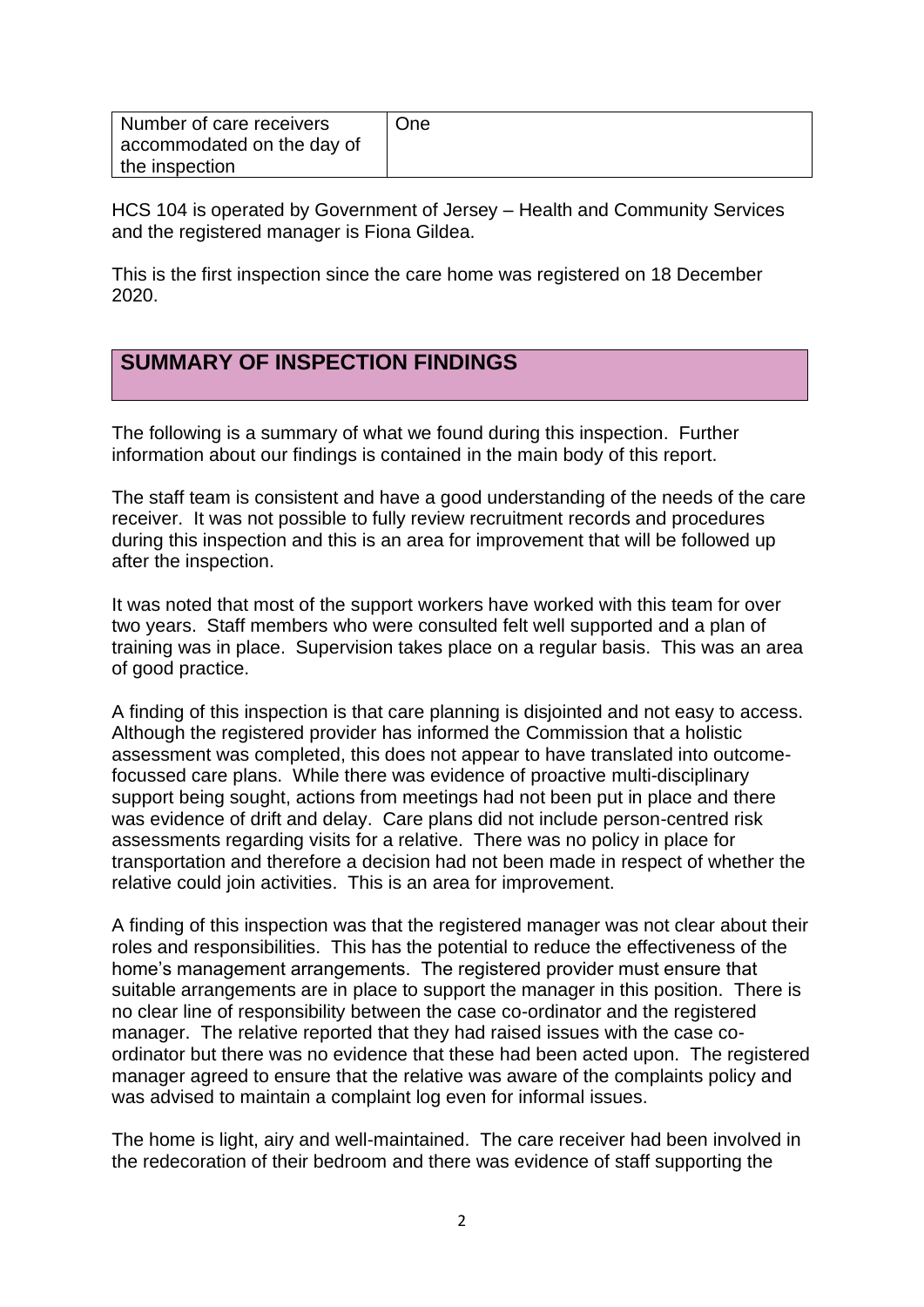| Number of care receivers accommodated on the day of the inspection | One |
| --- | --- |

HCS 104 is operated by Government of Jersey – Health and Community Services and the registered manager is Fiona Gildea.

This is the first inspection since the care home was registered on 18 December 2020.

## SUMMARY OF INSPECTION FINDINGS

The following is a summary of what we found during this inspection. Further information about our findings is contained in the main body of this report.

The staff team is consistent and have a good understanding of the needs of the care receiver. It was not possible to fully review recruitment records and procedures during this inspection and this is an area for improvement that will be followed up after the inspection.

It was noted that most of the support workers have worked with this team for over two years. Staff members who were consulted felt well supported and a plan of training was in place. Supervision takes place on a regular basis. This was an area of good practice.

A finding of this inspection is that care planning is disjointed and not easy to access. Although the registered provider has informed the Commission that a holistic assessment was completed, this does not appear to have translated into outcome-focussed care plans. While there was evidence of proactive multi-disciplinary support being sought, actions from meetings had not been put in place and there was evidence of drift and delay. Care plans did not include person-centred risk assessments regarding visits for a relative. There was no policy in place for transportation and therefore a decision had not been made in respect of whether the relative could join activities. This is an area for improvement.

A finding of this inspection was that the registered manager was not clear about their roles and responsibilities. This has the potential to reduce the effectiveness of the home's management arrangements. The registered provider must ensure that suitable arrangements are in place to support the manager in this position. There is no clear line of responsibility between the case co-ordinator and the registered manager. The relative reported that they had raised issues with the case co-ordinator but there was no evidence that these had been acted upon. The registered manager agreed to ensure that the relative was aware of the complaints policy and was advised to maintain a complaint log even for informal issues.

The home is light, airy and well-maintained. The care receiver had been involved in the redecoration of their bedroom and there was evidence of staff supporting the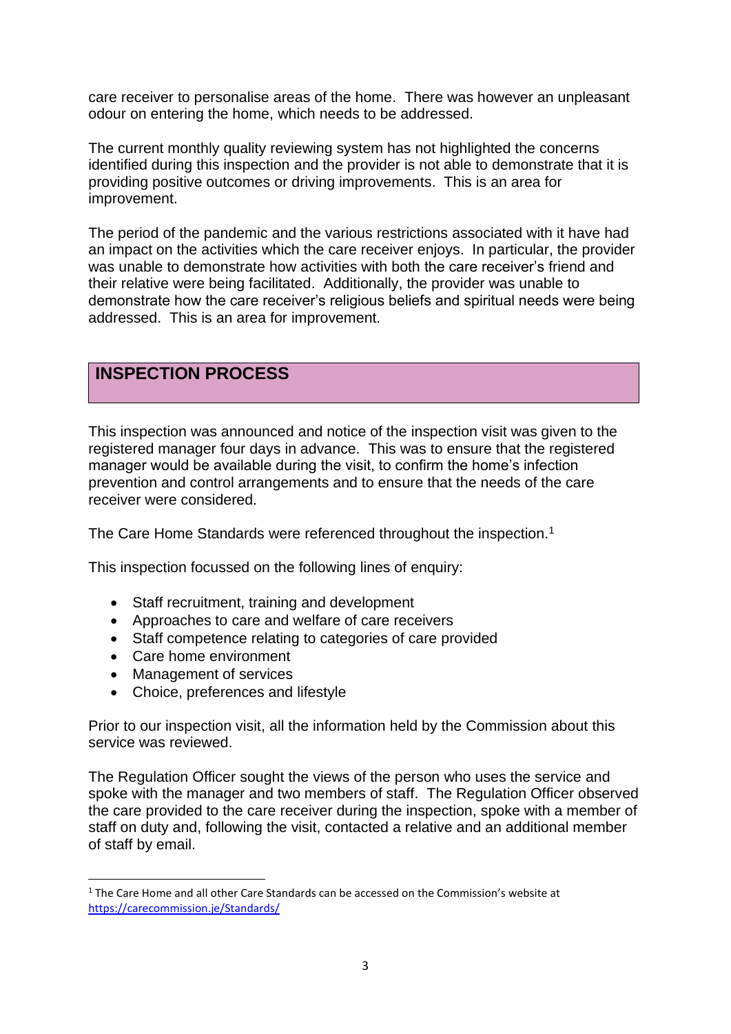care receiver to personalise areas of the home. There was however an unpleasant odour on entering the home, which needs to be addressed.

The current monthly quality reviewing system has not highlighted the concerns identified during this inspection and the provider is not able to demonstrate that it is providing positive outcomes or driving improvements. This is an area for improvement.

The period of the pandemic and the various restrictions associated with it have had an impact on the activities which the care receiver enjoys. In particular, the provider was unable to demonstrate how activities with both the care receiver's friend and their relative were being facilitated. Additionally, the provider was unable to demonstrate how the care receiver's religious beliefs and spiritual needs were being addressed. This is an area for improvement.

## INSPECTION PROCESS

This inspection was announced and notice of the inspection visit was given to the registered manager four days in advance. This was to ensure that the registered manager would be available during the visit, to confirm the home's infection prevention and control arrangements and to ensure that the needs of the care receiver were considered.

The Care Home Standards were referenced throughout the inspection.[1]

This inspection focussed on the following lines of enquiry:

- Staff recruitment, training and development
- Approaches to care and welfare of care receivers
- Staff competence relating to categories of care provided
- Care home environment
- Management of services
- Choice, preferences and lifestyle

Prior to our inspection visit, all the information held by the Commission about this service was reviewed.

The Regulation Officer sought the views of the person who uses the service and spoke with the manager and two members of staff. The Regulation Officer observed the care provided to the care receiver during the inspection, spoke with a member of staff on duty and, following the visit, contacted a relative and an additional member of staff by email.

---

[1] The Care Home and all other Care Standards can be accessed on the Commission's website at https://carecommission.je/Standards/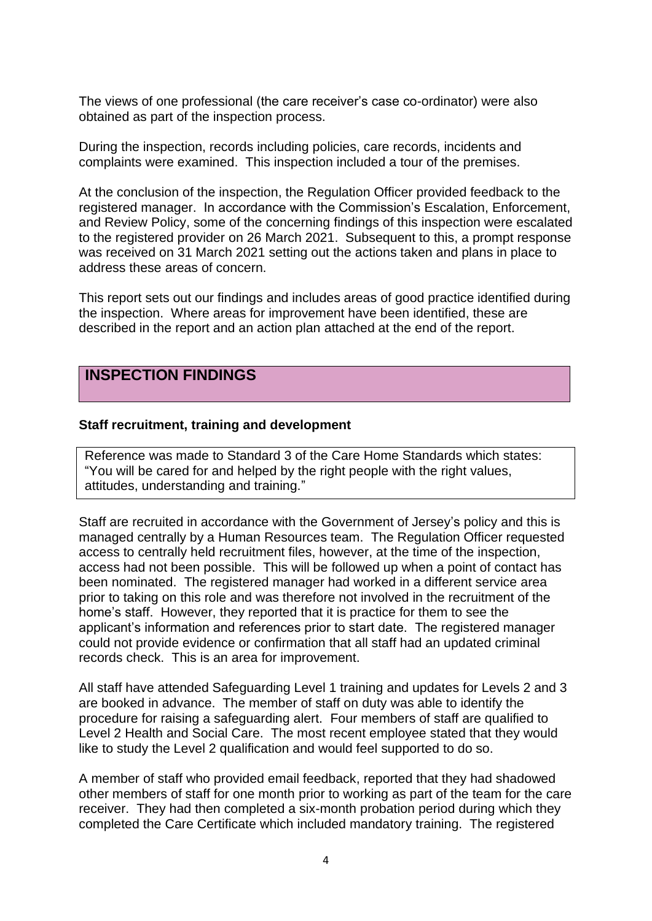The views of one professional (the care receiver's case co-ordinator) were also obtained as part of the inspection process.

During the inspection, records including policies, care records, incidents and complaints were examined. This inspection included a tour of the premises.

At the conclusion of the inspection, the Regulation Officer provided feedback to the registered manager. In accordance with the Commission's Escalation, Enforcement, and Review Policy, some of the concerning findings of this inspection were escalated to the registered provider on 26 March 2021. Subsequent to this, a prompt response was received on 31 March 2021 setting out the actions taken and plans in place to address these areas of concern.

This report sets out our findings and includes areas of good practice identified during the inspection. Where areas for improvement have been identified, these are described in the report and an action plan attached at the end of the report.

## INSPECTION FINDINGS

### Staff recruitment, training and development

Reference was made to Standard 3 of the Care Home Standards which states: "You will be cared for and helped by the right people with the right values, attitudes, understanding and training."

Staff are recruited in accordance with the Government of Jersey's policy and this is managed centrally by a Human Resources team. The Regulation Officer requested access to centrally held recruitment files, however, at the time of the inspection, access had not been possible. This will be followed up when a point of contact has been nominated. The registered manager had worked in a different service area prior to taking on this role and was therefore not involved in the recruitment of the home's staff. However, they reported that it is practice for them to see the applicant's information and references prior to start date. The registered manager could not provide evidence or confirmation that all staff had an updated criminal records check. This is an area for improvement.

All staff have attended Safeguarding Level 1 training and updates for Levels 2 and 3 are booked in advance. The member of staff on duty was able to identify the procedure for raising a safeguarding alert. Four members of staff are qualified to Level 2 Health and Social Care. The most recent employee stated that they would like to study the Level 2 qualification and would feel supported to do so.

A member of staff who provided email feedback, reported that they had shadowed other members of staff for one month prior to working as part of the team for the care receiver. They had then completed a six-month probation period during which they completed the Care Certificate which included mandatory training. The registered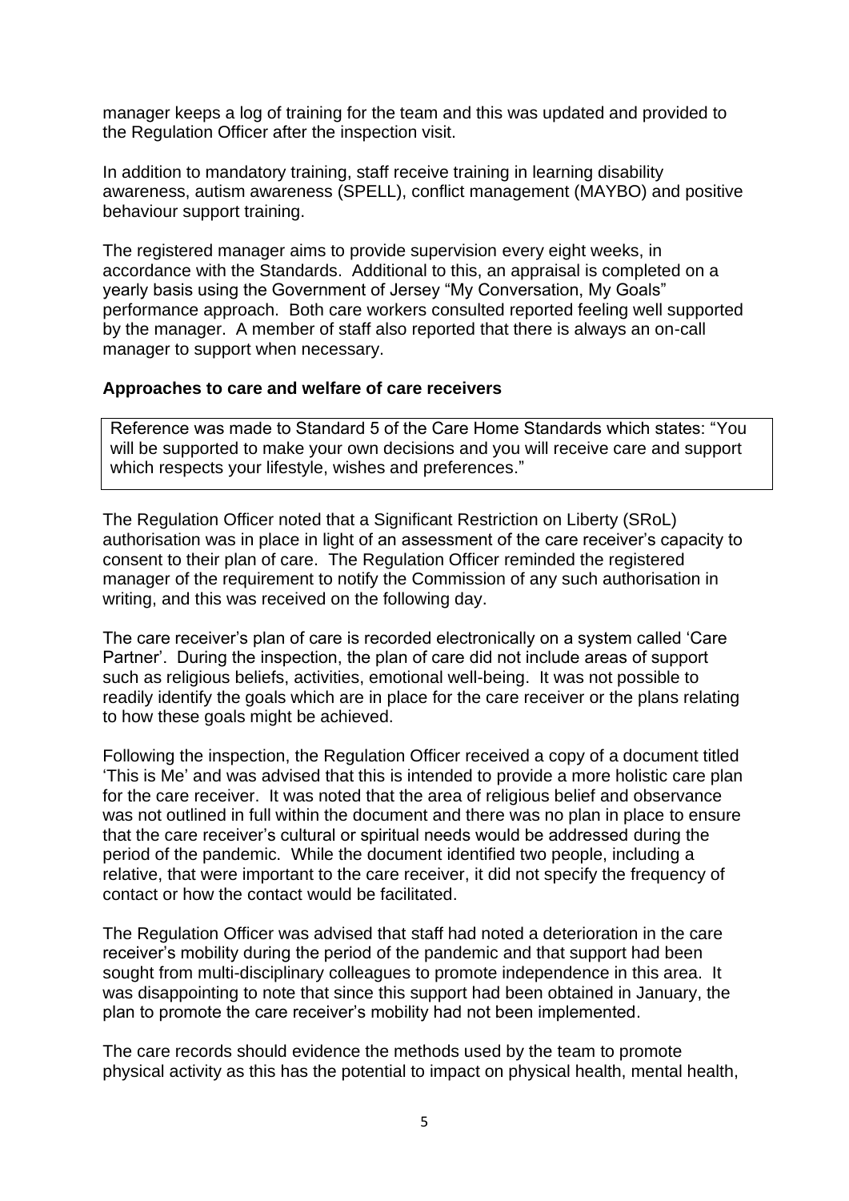manager keeps a log of training for the team and this was updated and provided to the Regulation Officer after the inspection visit.

In addition to mandatory training, staff receive training in learning disability awareness, autism awareness (SPELL), conflict management (MAYBO) and positive behaviour support training.

The registered manager aims to provide supervision every eight weeks, in accordance with the Standards. Additional to this, an appraisal is completed on a yearly basis using the Government of Jersey "My Conversation, My Goals" performance approach. Both care workers consulted reported feeling well supported by the manager. A member of staff also reported that there is always an on-call manager to support when necessary.

**Approaches to care and welfare of care receivers**

Reference was made to Standard 5 of the Care Home Standards which states: "You will be supported to make your own decisions and you will receive care and support which respects your lifestyle, wishes and preferences."

The Regulation Officer noted that a Significant Restriction on Liberty (SRoL) authorisation was in place in light of an assessment of the care receiver's capacity to consent to their plan of care. The Regulation Officer reminded the registered manager of the requirement to notify the Commission of any such authorisation in writing, and this was received on the following day.

The care receiver's plan of care is recorded electronically on a system called 'Care Partner'. During the inspection, the plan of care did not include areas of support such as religious beliefs, activities, emotional well-being. It was not possible to readily identify the goals which are in place for the care receiver or the plans relating to how these goals might be achieved.

Following the inspection, the Regulation Officer received a copy of a document titled 'This is Me' and was advised that this is intended to provide a more holistic care plan for the care receiver. It was noted that the area of religious belief and observance was not outlined in full within the document and there was no plan in place to ensure that the care receiver's cultural or spiritual needs would be addressed during the period of the pandemic. While the document identified two people, including a relative, that were important to the care receiver, it did not specify the frequency of contact or how the contact would be facilitated.

The Regulation Officer was advised that staff had noted a deterioration in the care receiver's mobility during the period of the pandemic and that support had been sought from multi-disciplinary colleagues to promote independence in this area. It was disappointing to note that since this support had been obtained in January, the plan to promote the care receiver's mobility had not been implemented.

The care records should evidence the methods used by the team to promote physical activity as this has the potential to impact on physical health, mental health,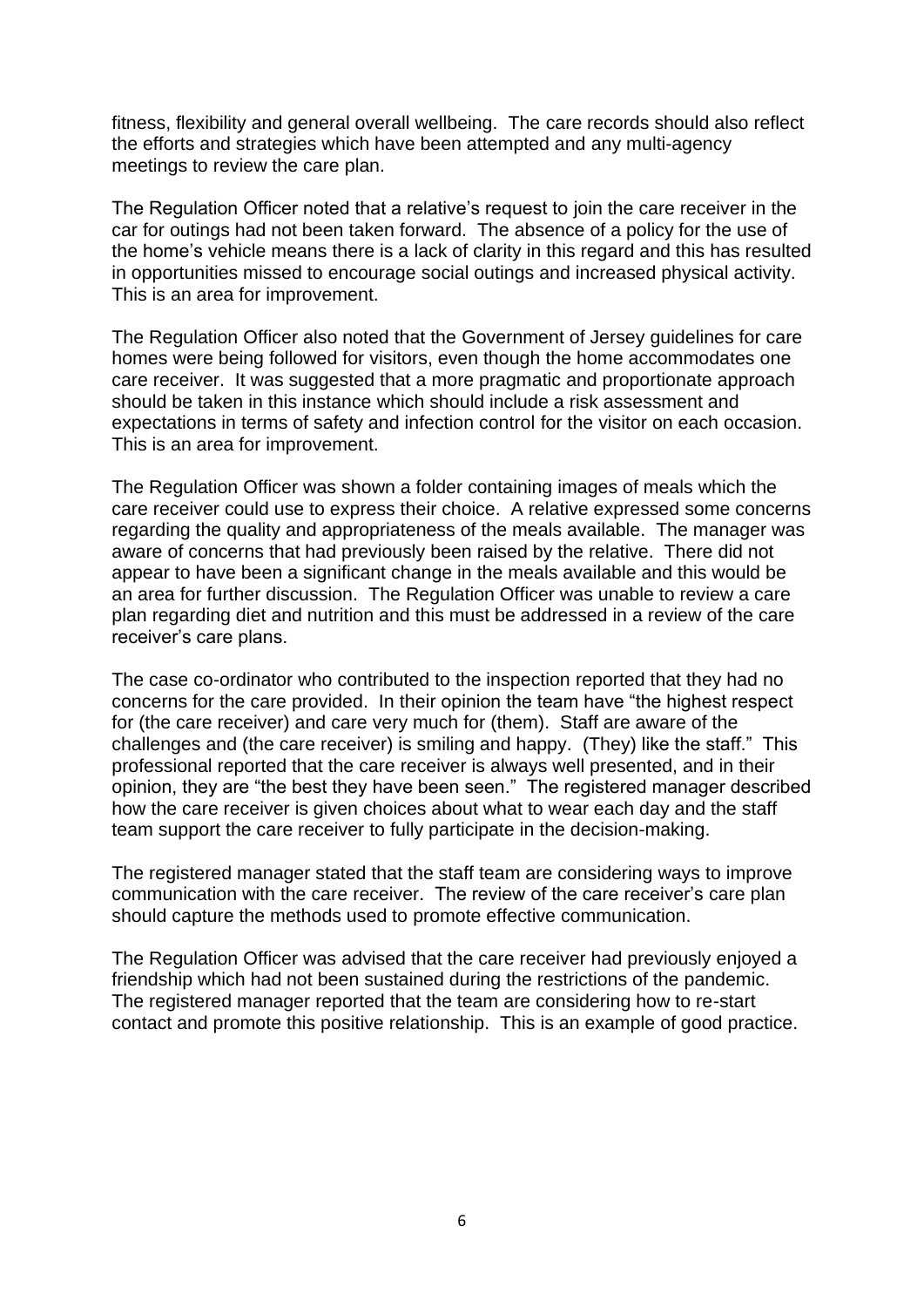fitness, flexibility and general overall wellbeing. The care records should also reflect the efforts and strategies which have been attempted and any multi-agency meetings to review the care plan.

The Regulation Officer noted that a relative's request to join the care receiver in the car for outings had not been taken forward. The absence of a policy for the use of the home's vehicle means there is a lack of clarity in this regard and this has resulted in opportunities missed to encourage social outings and increased physical activity. This is an area for improvement.

The Regulation Officer also noted that the Government of Jersey guidelines for care homes were being followed for visitors, even though the home accommodates one care receiver. It was suggested that a more pragmatic and proportionate approach should be taken in this instance which should include a risk assessment and expectations in terms of safety and infection control for the visitor on each occasion. This is an area for improvement.

The Regulation Officer was shown a folder containing images of meals which the care receiver could use to express their choice. A relative expressed some concerns regarding the quality and appropriateness of the meals available. The manager was aware of concerns that had previously been raised by the relative. There did not appear to have been a significant change in the meals available and this would be an area for further discussion. The Regulation Officer was unable to review a care plan regarding diet and nutrition and this must be addressed in a review of the care receiver's care plans.

The case co-ordinator who contributed to the inspection reported that they had no concerns for the care provided. In their opinion the team have "the highest respect for (the care receiver) and care very much for (them). Staff are aware of the challenges and (the care receiver) is smiling and happy. (They) like the staff." This professional reported that the care receiver is always well presented, and in their opinion, they are "the best they have been seen." The registered manager described how the care receiver is given choices about what to wear each day and the staff team support the care receiver to fully participate in the decision-making.

The registered manager stated that the staff team are considering ways to improve communication with the care receiver. The review of the care receiver's care plan should capture the methods used to promote effective communication.

The Regulation Officer was advised that the care receiver had previously enjoyed a friendship which had not been sustained during the restrictions of the pandemic. The registered manager reported that the team are considering how to re-start contact and promote this positive relationship. This is an example of good practice.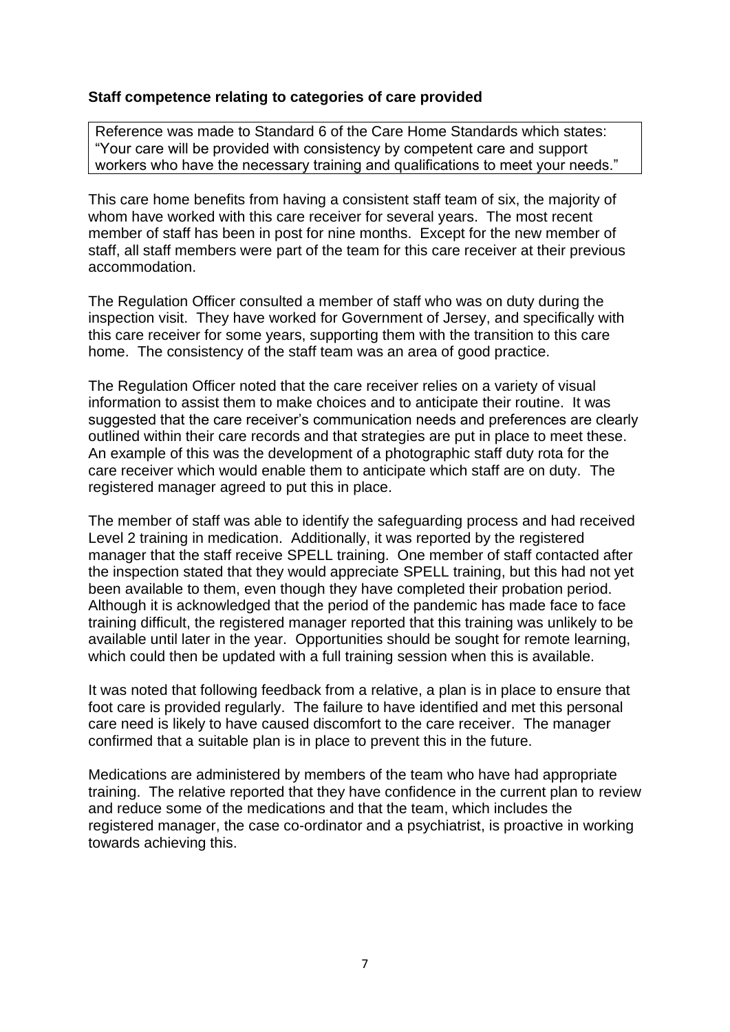**Staff competence relating to categories of care provided**

Reference was made to Standard 6 of the Care Home Standards which states: "Your care will be provided with consistency by competent care and support workers who have the necessary training and qualifications to meet your needs."

This care home benefits from having a consistent staff team of six, the majority of whom have worked with this care receiver for several years. The most recent member of staff has been in post for nine months. Except for the new member of staff, all staff members were part of the team for this care receiver at their previous accommodation.

The Regulation Officer consulted a member of staff who was on duty during the inspection visit. They have worked for Government of Jersey, and specifically with this care receiver for some years, supporting them with the transition to this care home. The consistency of the staff team was an area of good practice.

The Regulation Officer noted that the care receiver relies on a variety of visual information to assist them to make choices and to anticipate their routine. It was suggested that the care receiver's communication needs and preferences are clearly outlined within their care records and that strategies are put in place to meet these. An example of this was the development of a photographic staff duty rota for the care receiver which would enable them to anticipate which staff are on duty. The registered manager agreed to put this in place.

The member of staff was able to identify the safeguarding process and had received Level 2 training in medication. Additionally, it was reported by the registered manager that the staff receive SPELL training. One member of staff contacted after the inspection stated that they would appreciate SPELL training, but this had not yet been available to them, even though they have completed their probation period. Although it is acknowledged that the period of the pandemic has made face to face training difficult, the registered manager reported that this training was unlikely to be available until later in the year. Opportunities should be sought for remote learning, which could then be updated with a full training session when this is available.

It was noted that following feedback from a relative, a plan is in place to ensure that foot care is provided regularly. The failure to have identified and met this personal care need is likely to have caused discomfort to the care receiver. The manager confirmed that a suitable plan is in place to prevent this in the future.

Medications are administered by members of the team who have had appropriate training. The relative reported that they have confidence in the current plan to review and reduce some of the medications and that the team, which includes the registered manager, the case co-ordinator and a psychiatrist, is proactive in working towards achieving this.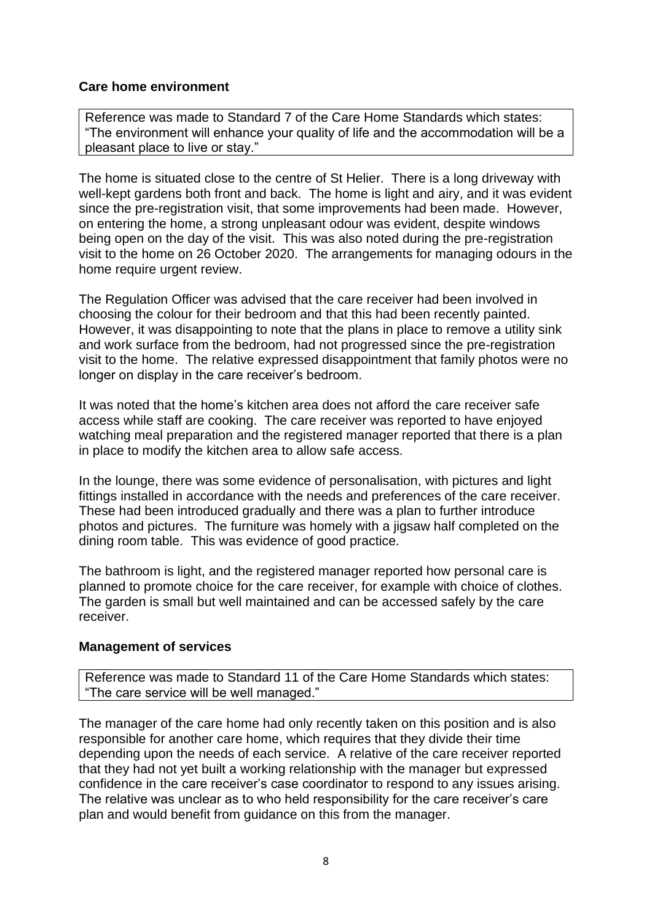**Care home environment**

Reference was made to Standard 7 of the Care Home Standards which states: "The environment will enhance your quality of life and the accommodation will be a pleasant place to live or stay."

The home is situated close to the centre of St Helier. There is a long driveway with well-kept gardens both front and back. The home is light and airy, and it was evident since the pre-registration visit, that some improvements had been made. However, on entering the home, a strong unpleasant odour was evident, despite windows being open on the day of the visit. This was also noted during the pre-registration visit to the home on 26 October 2020. The arrangements for managing odours in the home require urgent review.

The Regulation Officer was advised that the care receiver had been involved in choosing the colour for their bedroom and that this had been recently painted. However, it was disappointing to note that the plans in place to remove a utility sink and work surface from the bedroom, had not progressed since the pre-registration visit to the home. The relative expressed disappointment that family photos were no longer on display in the care receiver's bedroom.

It was noted that the home's kitchen area does not afford the care receiver safe access while staff are cooking. The care receiver was reported to have enjoyed watching meal preparation and the registered manager reported that there is a plan in place to modify the kitchen area to allow safe access.

In the lounge, there was some evidence of personalisation, with pictures and light fittings installed in accordance with the needs and preferences of the care receiver. These had been introduced gradually and there was a plan to further introduce photos and pictures. The furniture was homely with a jigsaw half completed on the dining room table. This was evidence of good practice.

The bathroom is light, and the registered manager reported how personal care is planned to promote choice for the care receiver, for example with choice of clothes. The garden is small but well maintained and can be accessed safely by the care receiver.

**Management of services**

Reference was made to Standard 11 of the Care Home Standards which states: "The care service will be well managed."

The manager of the care home had only recently taken on this position and is also responsible for another care home, which requires that they divide their time depending upon the needs of each service. A relative of the care receiver reported that they had not yet built a working relationship with the manager but expressed confidence in the care receiver's case coordinator to respond to any issues arising. The relative was unclear as to who held responsibility for the care receiver's care plan and would benefit from guidance on this from the manager.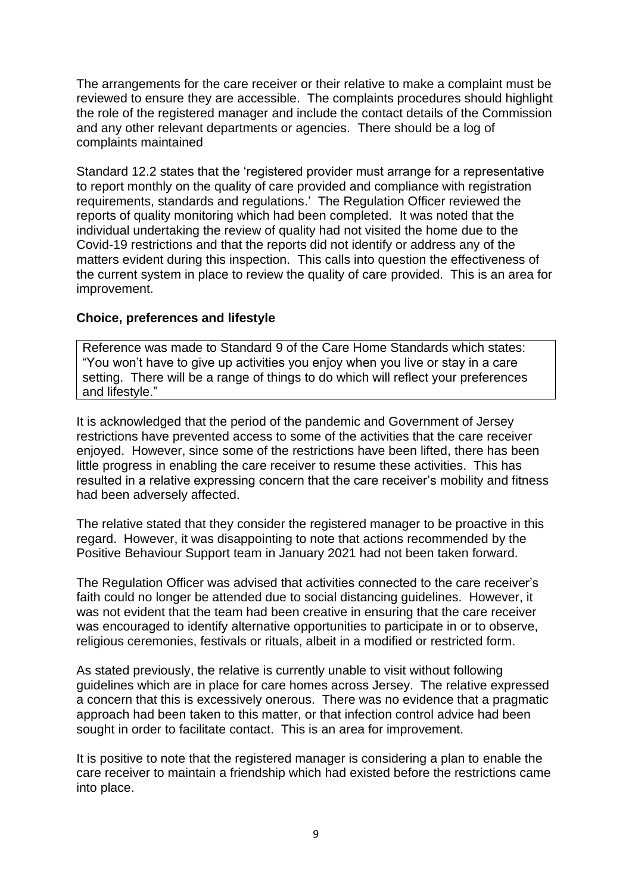The arrangements for the care receiver or their relative to make a complaint must be reviewed to ensure they are accessible. The complaints procedures should highlight the role of the registered manager and include the contact details of the Commission and any other relevant departments or agencies. There should be a log of complaints maintained

Standard 12.2 states that the 'registered provider must arrange for a representative to report monthly on the quality of care provided and compliance with registration requirements, standards and regulations.' The Regulation Officer reviewed the reports of quality monitoring which had been completed. It was noted that the individual undertaking the review of quality had not visited the home due to the Covid-19 restrictions and that the reports did not identify or address any of the matters evident during this inspection. This calls into question the effectiveness of the current system in place to review the quality of care provided. This is an area for improvement.

**Choice, preferences and lifestyle**

Reference was made to Standard 9 of the Care Home Standards which states: "You won't have to give up activities you enjoy when you live or stay in a care setting. There will be a range of things to do which will reflect your preferences and lifestyle."

It is acknowledged that the period of the pandemic and Government of Jersey restrictions have prevented access to some of the activities that the care receiver enjoyed. However, since some of the restrictions have been lifted, there has been little progress in enabling the care receiver to resume these activities. This has resulted in a relative expressing concern that the care receiver's mobility and fitness had been adversely affected.

The relative stated that they consider the registered manager to be proactive in this regard. However, it was disappointing to note that actions recommended by the Positive Behaviour Support team in January 2021 had not been taken forward.

The Regulation Officer was advised that activities connected to the care receiver's faith could no longer be attended due to social distancing guidelines. However, it was not evident that the team had been creative in ensuring that the care receiver was encouraged to identify alternative opportunities to participate in or to observe, religious ceremonies, festivals or rituals, albeit in a modified or restricted form.

As stated previously, the relative is currently unable to visit without following guidelines which are in place for care homes across Jersey. The relative expressed a concern that this is excessively onerous. There was no evidence that a pragmatic approach had been taken to this matter, or that infection control advice had been sought in order to facilitate contact. This is an area for improvement.

It is positive to note that the registered manager is considering a plan to enable the care receiver to maintain a friendship which had existed before the restrictions came into place.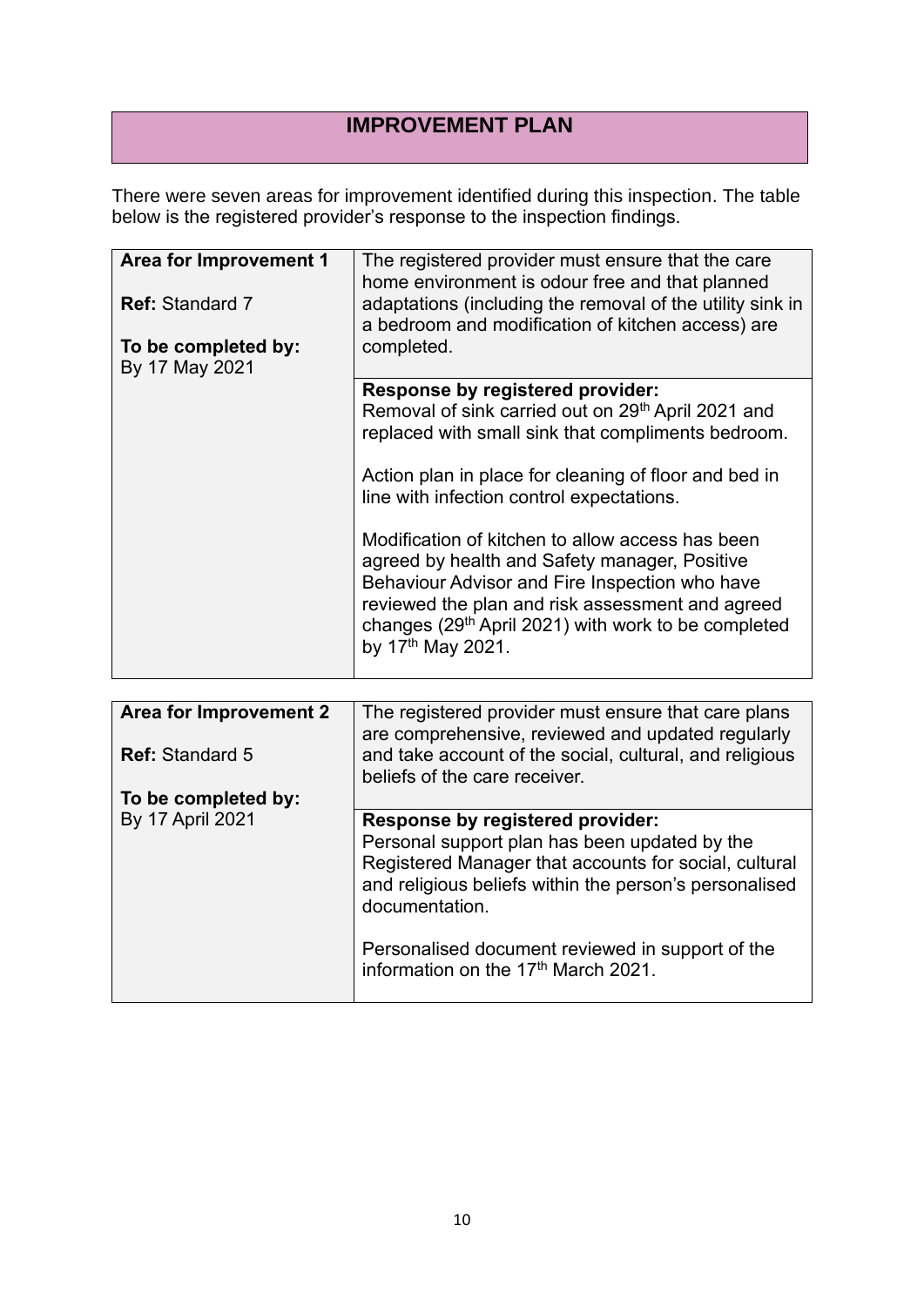# IMPROVEMENT PLAN

There were seven areas for improvement identified during this inspection. The table below is the registered provider's response to the inspection findings.

| **Area for Improvement 1**<br><br>**Ref:** Standard 7<br><br>**To be completed by:** By 17 May 2021 | The registered provider must ensure that the care home environment is odour free and that planned adaptations (including the removal of the utility sink in a bedroom and modification of kitchen access) are completed. |
|---|---|
| | **Response by registered provider:**<br>Removal of sink carried out on 29th April 2021 and replaced with small sink that compliments bedroom.<br><br>Action plan in place for cleaning of floor and bed in line with infection control expectations.<br><br>Modification of kitchen to allow access has been agreed by health and Safety manager, Positive Behaviour Advisor and Fire Inspection who have reviewed the plan and risk assessment and agreed changes (29th April 2021) with work to be completed by 17th May 2021. |

| **Area for Improvement 2**<br><br>**Ref:** Standard 5<br><br>**To be completed by:** By 17 April 2021 | The registered provider must ensure that care plans are comprehensive, reviewed and updated regularly and take account of the social, cultural, and religious beliefs of the care receiver. |
|---|---|
| | **Response by registered provider:**<br>Personal support plan has been updated by the Registered Manager that accounts for social, cultural and religious beliefs within the person's personalised documentation.<br><br>Personalised document reviewed in support of the information on the 17th March 2021. |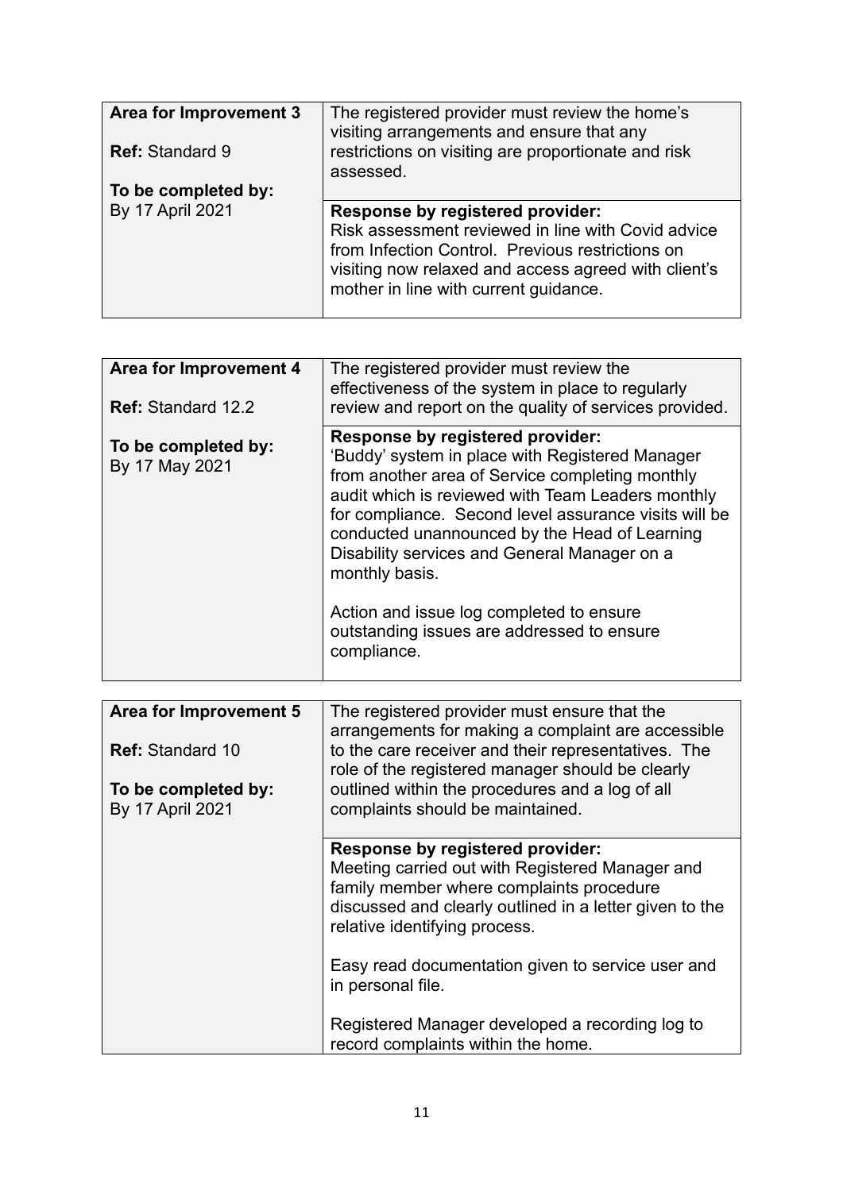| Area for Improvement 3<br><br>Ref: Standard 9<br><br>To be completed by:<br>By 17 April 2021 | The registered provider must review the home's visiting arrangements and ensure that any restrictions on visiting are proportionate and risk assessed. |
|---|---|
| | **Response by registered provider:**<br>Risk assessment reviewed in line with Covid advice from Infection Control. Previous restrictions on visiting now relaxed and access agreed with client's mother in line with current guidance. |

| Area for Improvement 4<br><br>Ref: Standard 12.2<br><br>To be completed by:<br>By 17 May 2021 | The registered provider must review the effectiveness of the system in place to regularly review and report on the quality of services provided. |
|---|---|
| | **Response by registered provider:**<br>'Buddy' system in place with Registered Manager from another area of Service completing monthly audit which is reviewed with Team Leaders monthly for compliance. Second level assurance visits will be conducted unannounced by the Head of Learning Disability services and General Manager on a monthly basis.<br><br>Action and issue log completed to ensure outstanding issues are addressed to ensure compliance. |

| Area for Improvement 5<br><br>Ref: Standard 10<br><br>To be completed by:<br>By 17 April 2021 | The registered provider must ensure that the arrangements for making a complaint are accessible to the care receiver and their representatives. The role of the registered manager should be clearly outlined within the procedures and a log of all complaints should be maintained. |
|---|---|
| | **Response by registered provider:**<br>Meeting carried out with Registered Manager and family member where complaints procedure discussed and clearly outlined in a letter given to the relative identifying process.<br><br>Easy read documentation given to service user and in personal file.<br><br>Registered Manager developed a recording log to record complaints within the home. |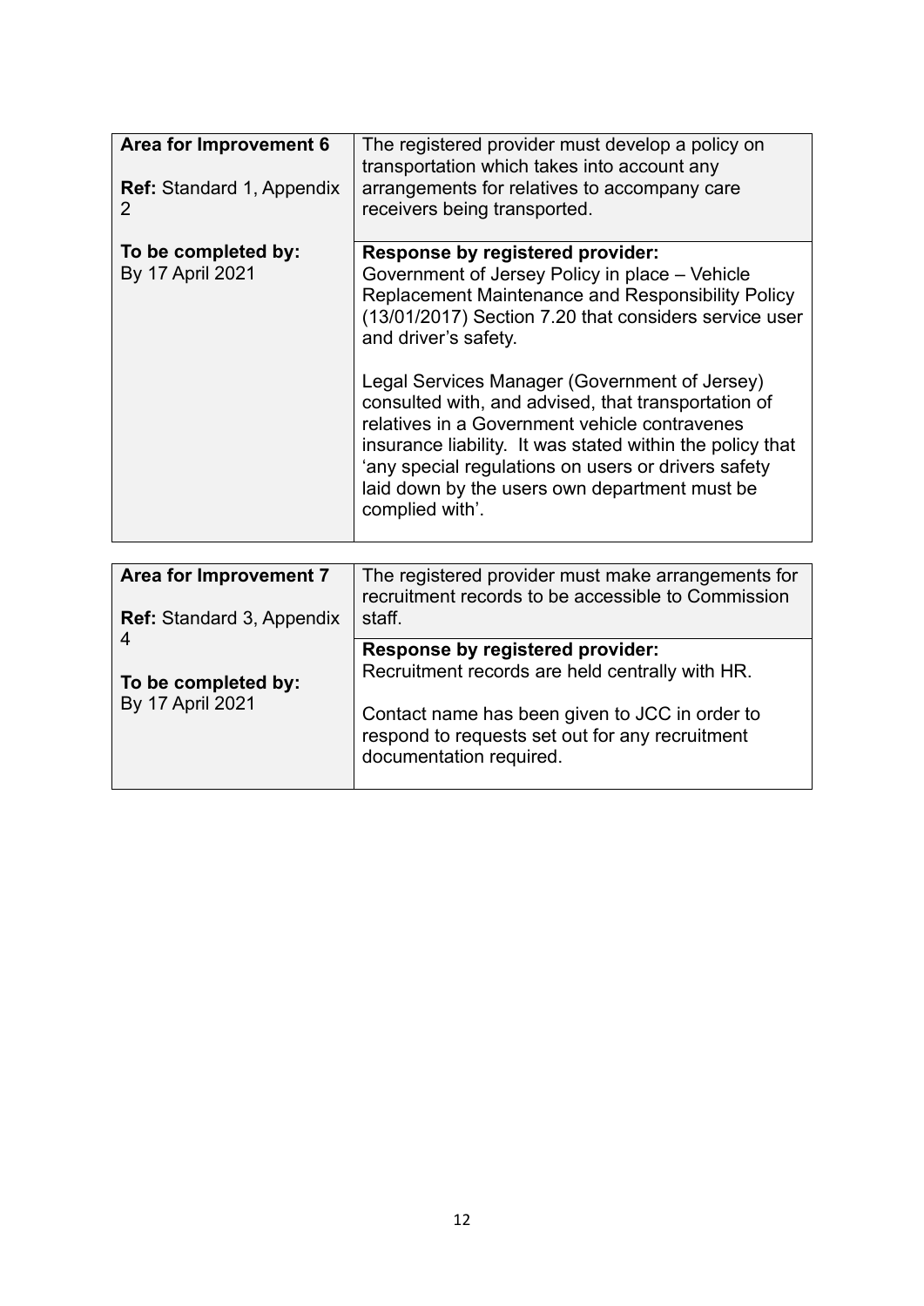| **Area for Improvement 6**<br><br>**Ref:** Standard 1, Appendix 2<br><br>**To be completed by:**<br>By 17 April 2021 | The registered provider must develop a policy on transportation which takes into account any arrangements for relatives to accompany care receivers being transported.<br><br>**Response by registered provider:**<br>Government of Jersey Policy in place – Vehicle Replacement Maintenance and Responsibility Policy (13/01/2017) Section 7.20 that considers service user and driver's safety.<br><br>Legal Services Manager (Government of Jersey) consulted with, and advised, that transportation of relatives in a Government vehicle contravenes insurance liability. It was stated within the policy that 'any special regulations on users or drivers safety laid down by the users own department must be complied with'. |
|---|---|

| **Area for Improvement 7**<br><br>**Ref:** Standard 3, Appendix 4<br><br>**To be completed by:**<br>By 17 April 2021 | The registered provider must make arrangements for recruitment records to be accessible to Commission staff.<br><br>**Response by registered provider:**<br>Recruitment records are held centrally with HR.<br><br>Contact name has been given to JCC in order to respond to requests set out for any recruitment documentation required. |
|---|---|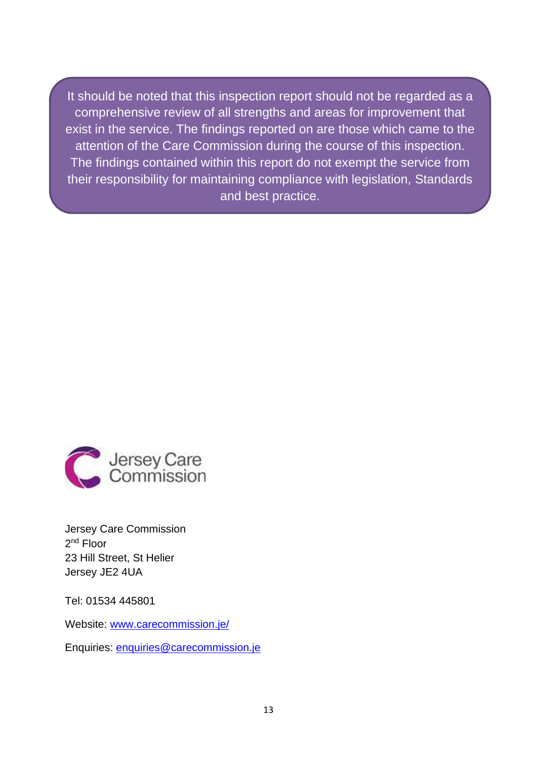It should be noted that this inspection report should not be regarded as a comprehensive review of all strengths and areas for improvement that exist in the service. The findings reported on are those which came to the attention of the Care Commission during the course of this inspection. The findings contained within this report do not exempt the service from their responsibility for maintaining compliance with legislation, Standards and best practice.

Jersey Care Commission

Jersey Care Commission
2nd Floor
23 Hill Street, St Helier
Jersey JE2 4UA

Tel: 01534 445801

Website: www.carecommission.je/

Enquiries: enquiries@carecommission.je